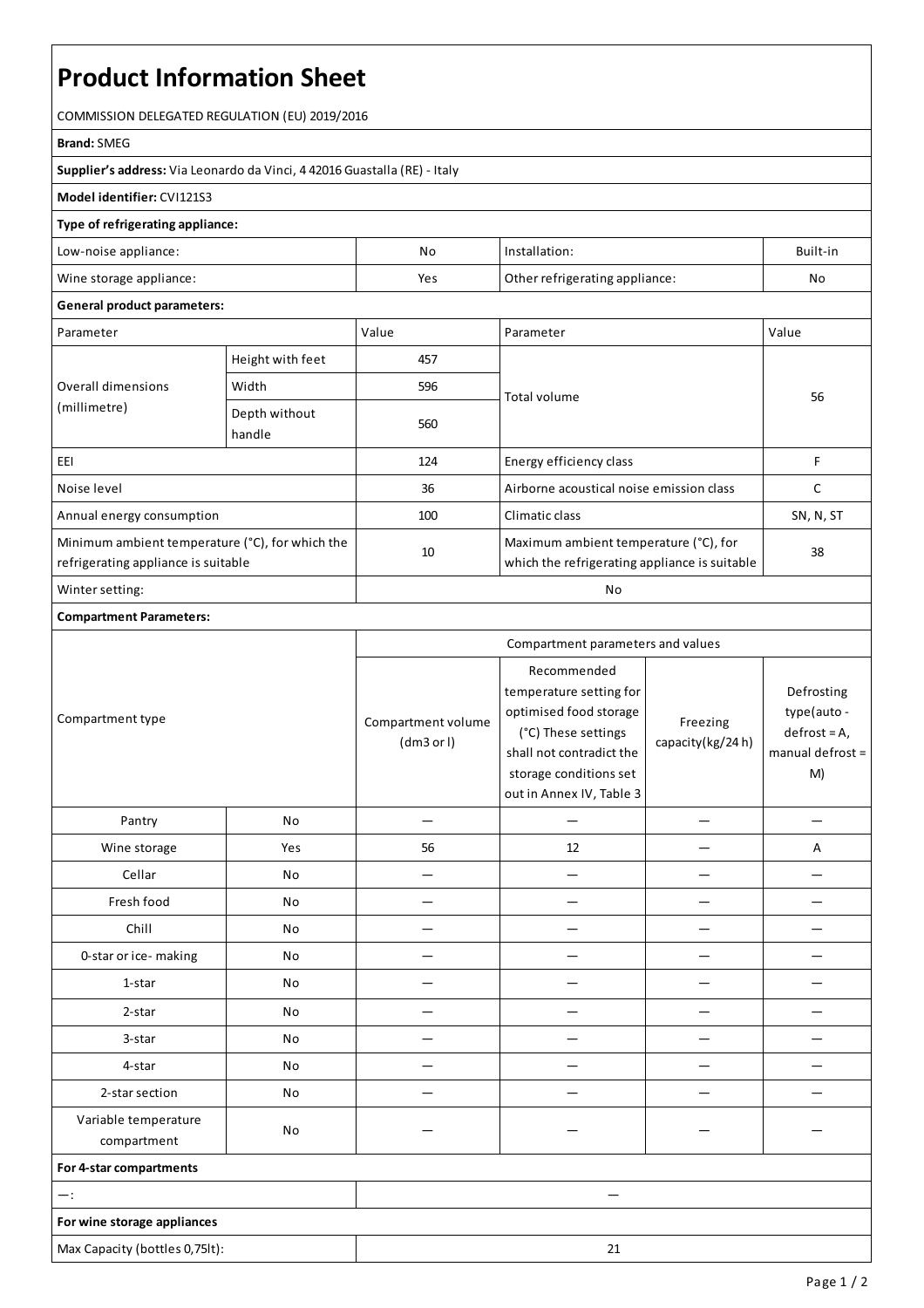# Product Information Sheet

COMMISSION DELEGATED REGULATION (EU) 2019/2016

**Brand:** SMEG

**Supplier's address:** Via Leonardo da Vinci, 4 42016 Guastalla (RE) - Italy

**Model identifier:** CVI121S3

**Type of refrigerating appliance:**

| | | | |
|---|---|---|---|
| Low-noise appliance: | No | Installation: | Built-in |
| Wine storage appliance: | Yes | Other refrigerating appliance: | No |

**General product parameters:**

| Parameter | | Value | Parameter | Value |
|---|---|---|---|---|
| Overall dimensions (millimetre) | Height with feet | 457 | Total volume | 56 |
| | Width | 596 | | |
| | Depth without handle | 560 | | |
| EEI | | 124 | Energy efficiency class | F |
| Noise level | | 36 | Airborne acoustical noise emission class | C |
| Annual energy consumption | | 100 | Climatic class | SN, N, ST |
| Minimum ambient temperature (°C), for which the refrigerating appliance is suitable | | 10 | Maximum ambient temperature (°C), for which the refrigerating appliance is suitable | 38 |
| Winter setting: | | No | | |

**Compartment Parameters:**

| Compartment type | | Compartment volume (dm3 or l) | Recommended temperature setting for optimised food storage (°C) These settings shall not contradict the storage conditions set out in Annex IV, Table 3 | Freezing capacity(kg/24 h) | Defrosting type(auto - defrost = A, manual defrost = M) |
|---|---|---|---|---|---|
| Pantry | No | — | — | — | — |
| Wine storage | Yes | 56 | 12 | — | A |
| Cellar | No | — | — | — | — |
| Fresh food | No | — | — | — | — |
| Chill | No | — | — | — | — |
| 0-star or ice- making | No | — | — | — | — |
| 1-star | No | — | — | — | — |
| 2-star | No | — | — | — | — |
| 3-star | No | — | — | — | — |
| 4-star | No | — | — | — | — |
| 2-star section | No | — | — | — | — |
| Variable temperature compartment | No | — | — | — | — |

**For 4-star compartments**

| | |
|---|---|
| —: | — |

**For wine storage appliances**

| | |
|---|---|
| Max Capacity (bottles 0,75lt): | 21 |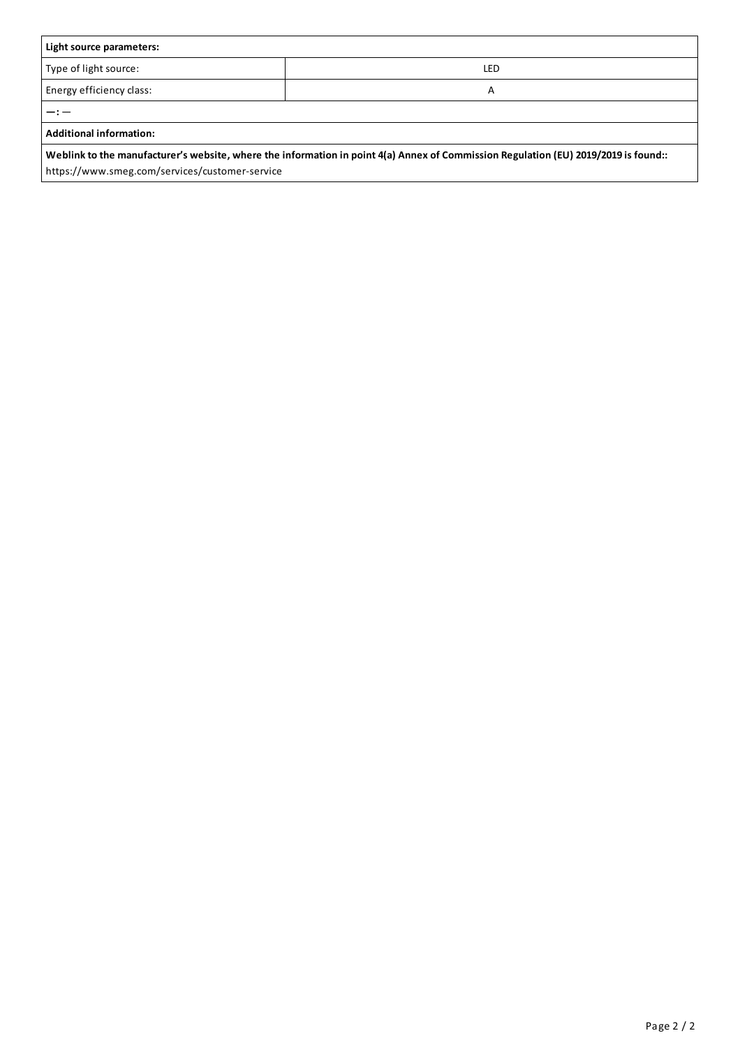| Light source parameters: | |
|---|---|
| Type of light source: | LED |
| Energy efficiency class: | A |
| —: — | |
| **Additional information:** | |

**Weblink to the manufacturer's website, where the information in point 4(a) Annex of Commission Regulation (EU) 2019/2019 is found::**
https://www.smeg.com/services/customer-service